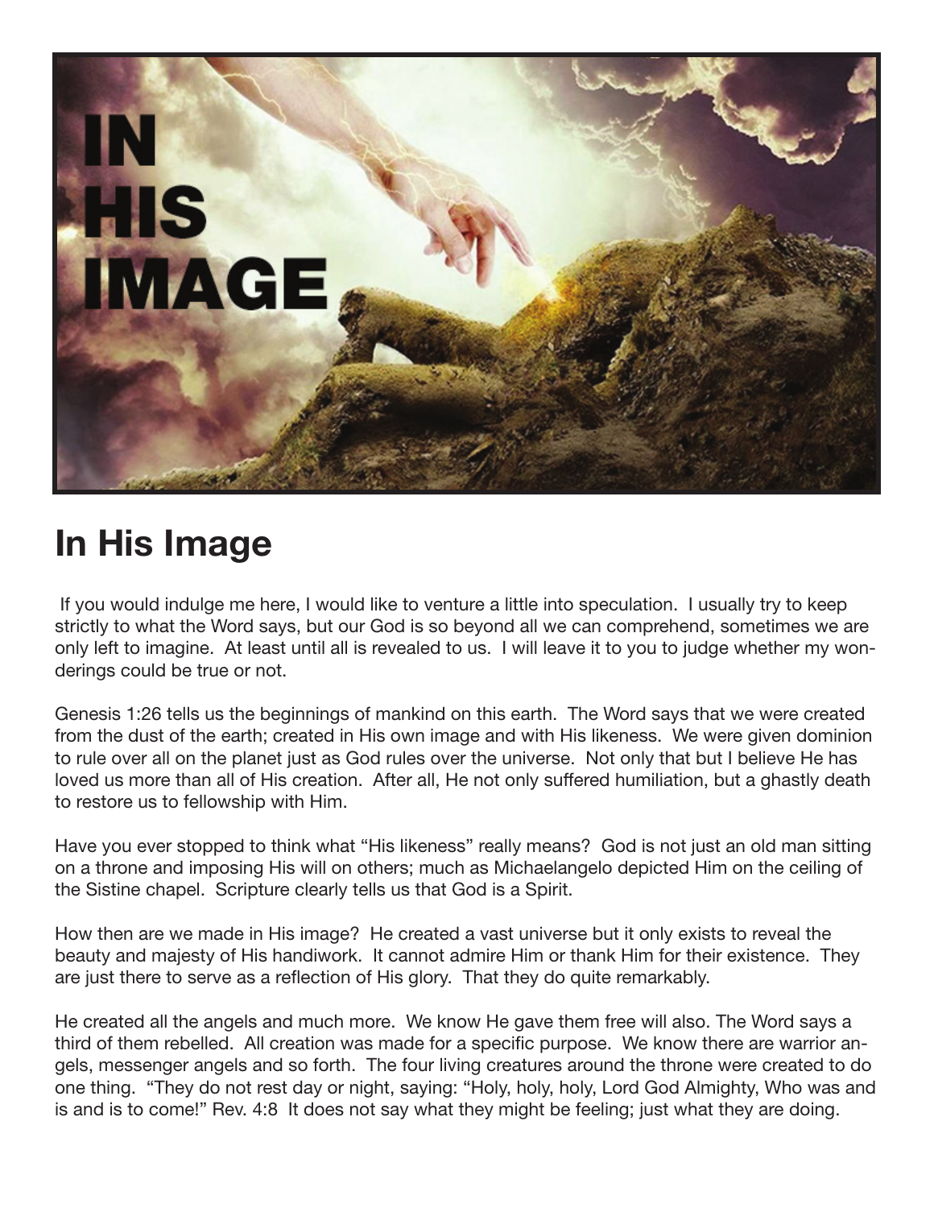# In His Image

If you would indulge me here, I would like to venture a little into speculation. I usually try to keep strictly to what the Word says, but our God is so beyond all we can comprehend, sometimes we are only left to imagine. At least until all is revealed to us. I will leave it to you to judge whether my wonderings could be true or not.

Genesis 1:26 tells us the beginnings of mankind on this earth. The Word says that we were created from the dust of the earth; created in His own image and with His likeness. We were given dominion to rule over all on the planet just as God rules over the universe. Not only that but I believe He has loved us more than all of His creation. After all, He not only suffered humiliation, but a ghastly death to restore us to fellowship with Him.

Have you ever stopped to think what "His likeness" really means? God is not just an old man sitting on a throne and imposing His will on others; much as Michaelangelo depicted Him on the ceiling of the Sistine chapel. Scripture clearly tells us that God is a Spirit.

How then are we made in His image? He created a vast universe but it only exists to reveal the beauty and majesty of His handiwork. It cannot admire Him or thank Him for their existence. They are just there to serve as a reflection of His glory. That they do quite remarkably.

He created all the angels and much more. We know He gave them free will also. The Word says a third of them rebelled. All creation was made for a specific purpose. We know there are warrior angels, messenger angels and so forth. The four living creatures around the throne were created to do one thing. "They do not rest day or night, saying: "Holy, holy, holy, Lord God Almighty, Who was and is and is to come!" Rev. 4:8 It does not say what they might be feeling; just what they are doing.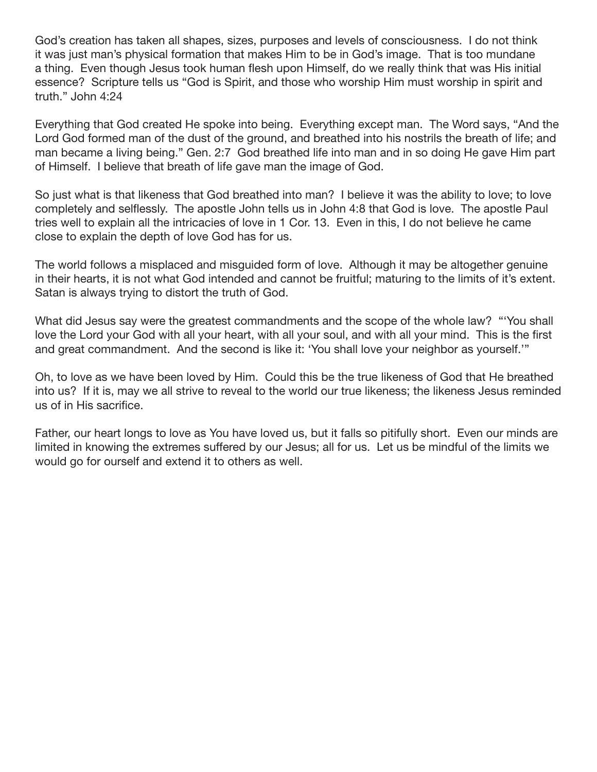God's creation has taken all shapes, sizes, purposes and levels of consciousness. I do not think it was just man's physical formation that makes Him to be in God's image. That is too mundane a thing. Even though Jesus took human flesh upon Himself, do we really think that was His initial essence? Scripture tells us "God is Spirit, and those who worship Him must worship in spirit and truth." John 4:24

Everything that God created He spoke into being. Everything except man. The Word says, "And the Lord God formed man of the dust of the ground, and breathed into his nostrils the breath of life; and man became a living being." Gen. 2:7 God breathed life into man and in so doing He gave Him part of Himself. I believe that breath of life gave man the image of God.

So just what is that likeness that God breathed into man? I believe it was the ability to love; to love completely and selflessly. The apostle John tells us in John 4:8 that God is love. The apostle Paul tries well to explain all the intricacies of love in 1 Cor. 13. Even in this, I do not believe he came close to explain the depth of love God has for us.

The world follows a misplaced and misguided form of love. Although it may be altogether genuine in their hearts, it is not what God intended and cannot be fruitful; maturing to the limits of it's extent. Satan is always trying to distort the truth of God.

What did Jesus say were the greatest commandments and the scope of the whole law? "'You shall love the Lord your God with all your heart, with all your soul, and with all your mind. This is the first and great commandment. And the second is like it: 'You shall love your neighbor as yourself.'"

Oh, to love as we have been loved by Him. Could this be the true likeness of God that He breathed into us? If it is, may we all strive to reveal to the world our true likeness; the likeness Jesus reminded us of in His sacrifice.

Father, our heart longs to love as You have loved us, but it falls so pitifully short. Even our minds are limited in knowing the extremes suffered by our Jesus; all for us. Let us be mindful of the limits we would go for ourself and extend it to others as well.